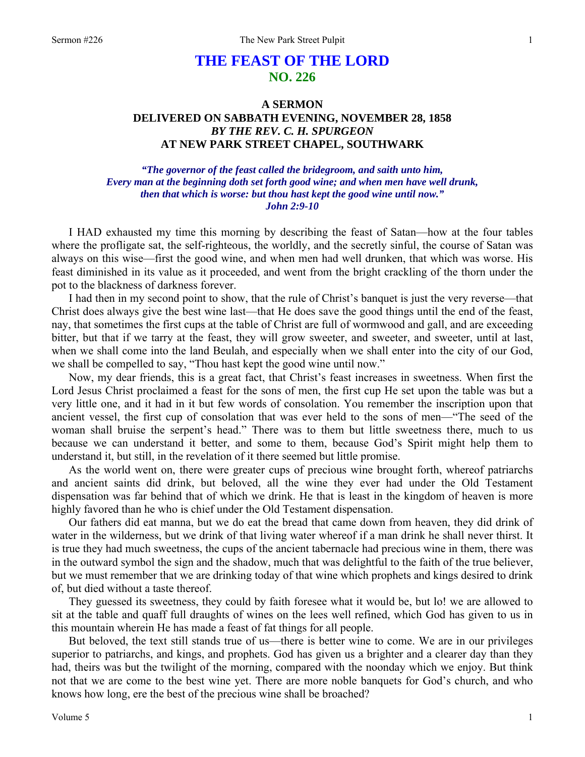# THE FEAST OF THE LORD
## NO. 226

### A SERMON
### DELIVERED ON SABBATH EVENING, NOVEMBER 28, 1858
### *BY THE REV. C. H. SPURGEON*
### AT NEW PARK STREET CHAPEL, SOUTHWARK

***"The governor of the feast called the bridegroom, and saith unto him, Every man at the beginning doth set forth good wine; and when men have well drunk, then that which is worse: but thou hast kept the good wine until now." John 2:9-10***

I HAD exhausted my time this morning by describing the feast of Satan—how at the four tables where the profligate sat, the self-righteous, the worldly, and the secretly sinful, the course of Satan was always on this wise—first the good wine, and when men had well drunken, that which was worse. His feast diminished in its value as it proceeded, and went from the bright crackling of the thorn under the pot to the blackness of darkness forever.

I had then in my second point to show, that the rule of Christ's banquet is just the very reverse—that Christ does always give the best wine last—that He does save the good things until the end of the feast, nay, that sometimes the first cups at the table of Christ are full of wormwood and gall, and are exceeding bitter, but that if we tarry at the feast, they will grow sweeter, and sweeter, and sweeter, until at last, when we shall come into the land Beulah, and especially when we shall enter into the city of our God, we shall be compelled to say, "Thou hast kept the good wine until now."

Now, my dear friends, this is a great fact, that Christ's feast increases in sweetness. When first the Lord Jesus Christ proclaimed a feast for the sons of men, the first cup He set upon the table was but a very little one, and it had in it but few words of consolation. You remember the inscription upon that ancient vessel, the first cup of consolation that was ever held to the sons of men—"The seed of the woman shall bruise the serpent's head." There was to them but little sweetness there, much to us because we can understand it better, and some to them, because God's Spirit might help them to understand it, but still, in the revelation of it there seemed but little promise.

As the world went on, there were greater cups of precious wine brought forth, whereof patriarchs and ancient saints did drink, but beloved, all the wine they ever had under the Old Testament dispensation was far behind that of which we drink. He that is least in the kingdom of heaven is more highly favored than he who is chief under the Old Testament dispensation.

Our fathers did eat manna, but we do eat the bread that came down from heaven, they did drink of water in the wilderness, but we drink of that living water whereof if a man drink he shall never thirst. It is true they had much sweetness, the cups of the ancient tabernacle had precious wine in them, there was in the outward symbol the sign and the shadow, much that was delightful to the faith of the true believer, but we must remember that we are drinking today of that wine which prophets and kings desired to drink of, but died without a taste thereof.

They guessed its sweetness, they could by faith foresee what it would be, but lo! we are allowed to sit at the table and quaff full draughts of wines on the lees well refined, which God has given to us in this mountain wherein He has made a feast of fat things for all people.

But beloved, the text still stands true of us—there is better wine to come. We are in our privileges superior to patriarchs, and kings, and prophets. God has given us a brighter and a clearer day than they had, theirs was but the twilight of the morning, compared with the noonday which we enjoy. But think not that we are come to the best wine yet. There are more noble banquets for God's church, and who knows how long, ere the best of the precious wine shall be broached?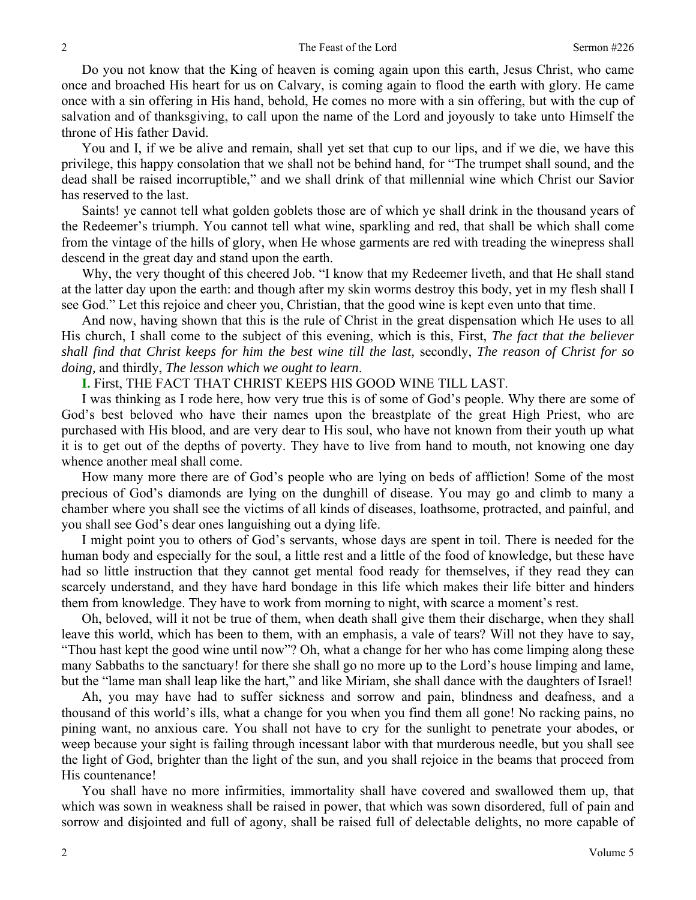Do you not know that the King of heaven is coming again upon this earth, Jesus Christ, who came once and broached His heart for us on Calvary, is coming again to flood the earth with glory. He came once with a sin offering in His hand, behold, He comes no more with a sin offering, but with the cup of salvation and of thanksgiving, to call upon the name of the Lord and joyously to take unto Himself the throne of His father David.

You and I, if we be alive and remain, shall yet set that cup to our lips, and if we die, we have this privilege, this happy consolation that we shall not be behind hand, for "The trumpet shall sound, and the dead shall be raised incorruptible," and we shall drink of that millennial wine which Christ our Savior has reserved to the last.

Saints! ye cannot tell what golden goblets those are of which ye shall drink in the thousand years of the Redeemer's triumph. You cannot tell what wine, sparkling and red, that shall be which shall come from the vintage of the hills of glory, when He whose garments are red with treading the winepress shall descend in the great day and stand upon the earth.

Why, the very thought of this cheered Job. "I know that my Redeemer liveth, and that He shall stand at the latter day upon the earth: and though after my skin worms destroy this body, yet in my flesh shall I see God." Let this rejoice and cheer you, Christian, that the good wine is kept even unto that time.

And now, having shown that this is the rule of Christ in the great dispensation which He uses to all His church, I shall come to the subject of this evening, which is this, First, *The fact that the believer shall find that Christ keeps for him the best wine till the last,* secondly, *The reason of Christ for so doing,* and thirdly, *The lesson which we ought to learn*.

**I.** First, THE FACT THAT CHRIST KEEPS HIS GOOD WINE TILL LAST.

I was thinking as I rode here, how very true this is of some of God's people. Why there are some of God's best beloved who have their names upon the breastplate of the great High Priest, who are purchased with His blood, and are very dear to His soul, who have not known from their youth up what it is to get out of the depths of poverty. They have to live from hand to mouth, not knowing one day whence another meal shall come.

How many more there are of God's people who are lying on beds of affliction! Some of the most precious of God's diamonds are lying on the dunghill of disease. You may go and climb to many a chamber where you shall see the victims of all kinds of diseases, loathsome, protracted, and painful, and you shall see God's dear ones languishing out a dying life.

I might point you to others of God's servants, whose days are spent in toil. There is needed for the human body and especially for the soul, a little rest and a little of the food of knowledge, but these have had so little instruction that they cannot get mental food ready for themselves, if they read they can scarcely understand, and they have hard bondage in this life which makes their life bitter and hinders them from knowledge. They have to work from morning to night, with scarce a moment's rest.

Oh, beloved, will it not be true of them, when death shall give them their discharge, when they shall leave this world, which has been to them, with an emphasis, a vale of tears? Will not they have to say, "Thou hast kept the good wine until now"? Oh, what a change for her who has come limping along these many Sabbaths to the sanctuary! for there she shall go no more up to the Lord's house limping and lame, but the "lame man shall leap like the hart," and like Miriam, she shall dance with the daughters of Israel!

Ah, you may have had to suffer sickness and sorrow and pain, blindness and deafness, and a thousand of this world's ills, what a change for you when you find them all gone! No racking pains, no pining want, no anxious care. You shall not have to cry for the sunlight to penetrate your abodes, or weep because your sight is failing through incessant labor with that murderous needle, but you shall see the light of God, brighter than the light of the sun, and you shall rejoice in the beams that proceed from His countenance!

You shall have no more infirmities, immortality shall have covered and swallowed them up, that which was sown in weakness shall be raised in power, that which was sown disordered, full of pain and sorrow and disjointed and full of agony, shall be raised full of delectable delights, no more capable of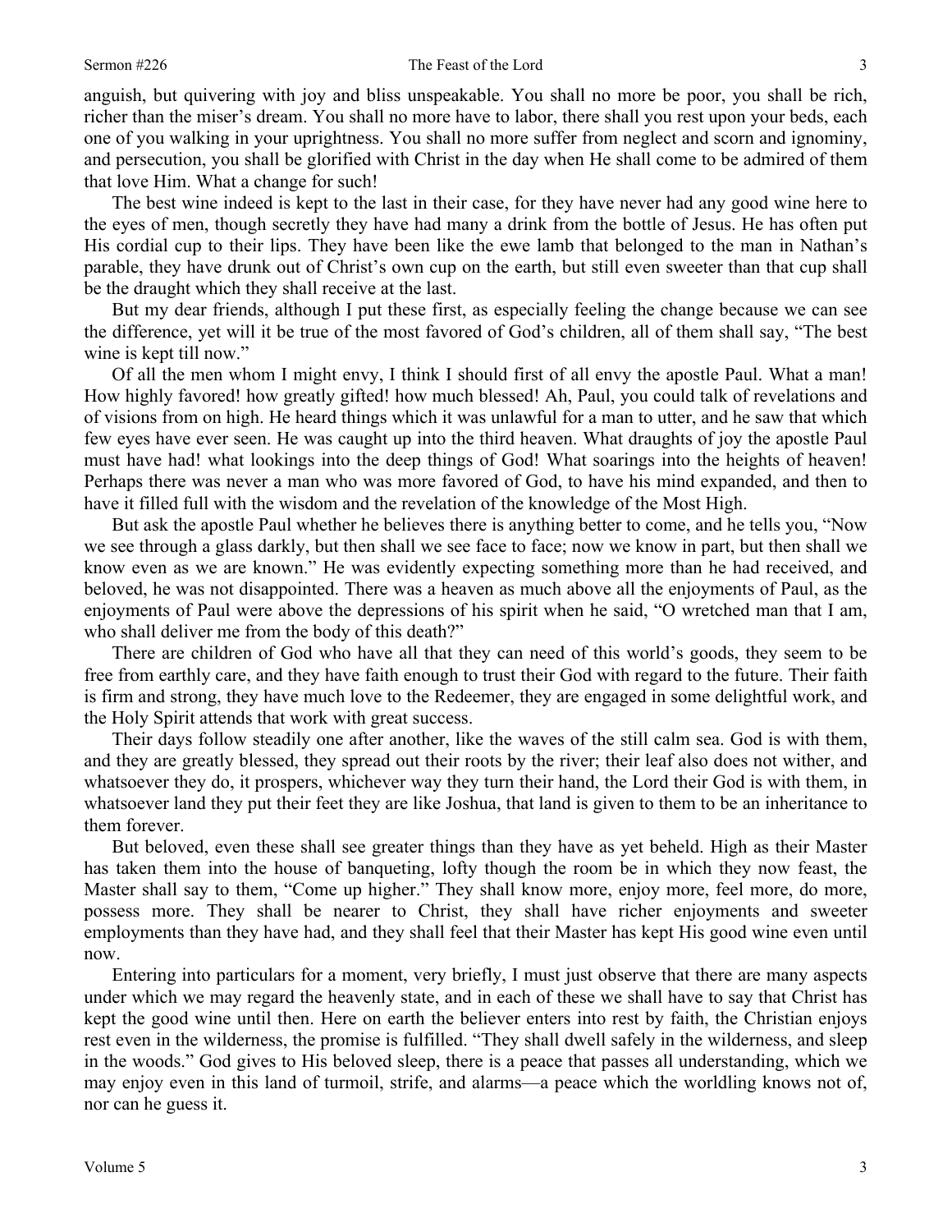anguish, but quivering with joy and bliss unspeakable. You shall no more be poor, you shall be rich, richer than the miser's dream. You shall no more have to labor, there shall you rest upon your beds, each one of you walking in your uprightness. You shall no more suffer from neglect and scorn and ignominy, and persecution, you shall be glorified with Christ in the day when He shall come to be admired of them that love Him. What a change for such!

The best wine indeed is kept to the last in their case, for they have never had any good wine here to the eyes of men, though secretly they have had many a drink from the bottle of Jesus. He has often put His cordial cup to their lips. They have been like the ewe lamb that belonged to the man in Nathan's parable, they have drunk out of Christ's own cup on the earth, but still even sweeter than that cup shall be the draught which they shall receive at the last.

But my dear friends, although I put these first, as especially feeling the change because we can see the difference, yet will it be true of the most favored of God's children, all of them shall say, "The best wine is kept till now."

Of all the men whom I might envy, I think I should first of all envy the apostle Paul. What a man! How highly favored! how greatly gifted! how much blessed! Ah, Paul, you could talk of revelations and of visions from on high. He heard things which it was unlawful for a man to utter, and he saw that which few eyes have ever seen. He was caught up into the third heaven. What draughts of joy the apostle Paul must have had! what lookings into the deep things of God! What soarings into the heights of heaven! Perhaps there was never a man who was more favored of God, to have his mind expanded, and then to have it filled full with the wisdom and the revelation of the knowledge of the Most High.

But ask the apostle Paul whether he believes there is anything better to come, and he tells you, "Now we see through a glass darkly, but then shall we see face to face; now we know in part, but then shall we know even as we are known." He was evidently expecting something more than he had received, and beloved, he was not disappointed. There was a heaven as much above all the enjoyments of Paul, as the enjoyments of Paul were above the depressions of his spirit when he said, "O wretched man that I am, who shall deliver me from the body of this death?"

There are children of God who have all that they can need of this world's goods, they seem to be free from earthly care, and they have faith enough to trust their God with regard to the future. Their faith is firm and strong, they have much love to the Redeemer, they are engaged in some delightful work, and the Holy Spirit attends that work with great success.

Their days follow steadily one after another, like the waves of the still calm sea. God is with them, and they are greatly blessed, they spread out their roots by the river; their leaf also does not wither, and whatsoever they do, it prospers, whichever way they turn their hand, the Lord their God is with them, in whatsoever land they put their feet they are like Joshua, that land is given to them to be an inheritance to them forever.

But beloved, even these shall see greater things than they have as yet beheld. High as their Master has taken them into the house of banqueting, lofty though the room be in which they now feast, the Master shall say to them, "Come up higher." They shall know more, enjoy more, feel more, do more, possess more. They shall be nearer to Christ, they shall have richer enjoyments and sweeter employments than they have had, and they shall feel that their Master has kept His good wine even until now.

Entering into particulars for a moment, very briefly, I must just observe that there are many aspects under which we may regard the heavenly state, and in each of these we shall have to say that Christ has kept the good wine until then. Here on earth the believer enters into rest by faith, the Christian enjoys rest even in the wilderness, the promise is fulfilled. "They shall dwell safely in the wilderness, and sleep in the woods." God gives to His beloved sleep, there is a peace that passes all understanding, which we may enjoy even in this land of turmoil, strife, and alarms—a peace which the worldling knows not of, nor can he guess it.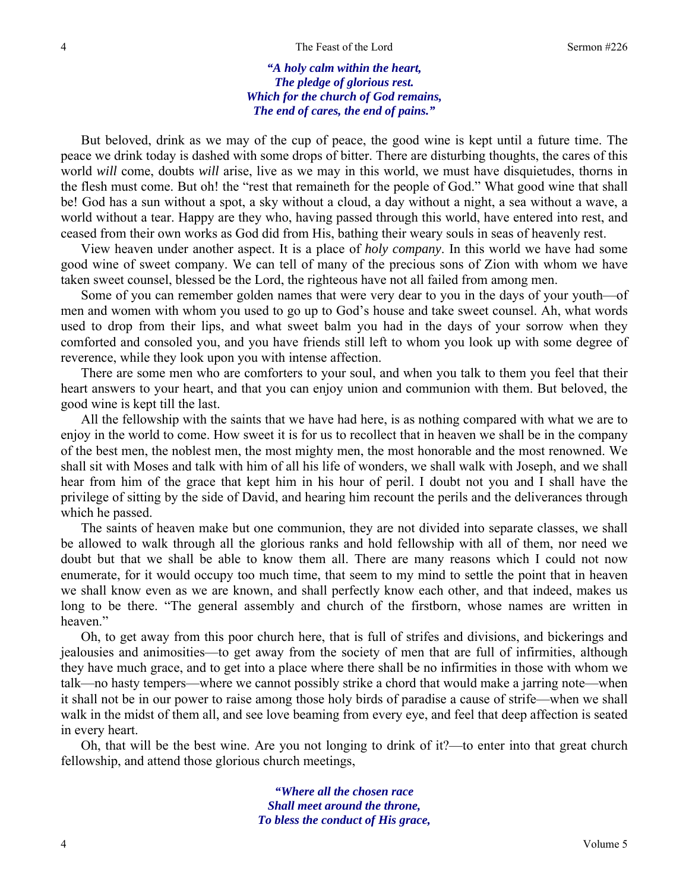*"A holy calm within the heart,*
*The pledge of glorious rest.*
*Which for the church of God remains,*
*The end of cares, the end of pains."*

But beloved, drink as we may of the cup of peace, the good wine is kept until a future time. The peace we drink today is dashed with some drops of bitter. There are disturbing thoughts, the cares of this world *will* come, doubts *will* arise, live as we may in this world, we must have disquietudes, thorns in the flesh must come. But oh! the "rest that remaineth for the people of God." What good wine that shall be! God has a sun without a spot, a sky without a cloud, a day without a night, a sea without a wave, a world without a tear. Happy are they who, having passed through this world, have entered into rest, and ceased from their own works as God did from His, bathing their weary souls in seas of heavenly rest.

View heaven under another aspect. It is a place of *holy company*. In this world we have had some good wine of sweet company. We can tell of many of the precious sons of Zion with whom we have taken sweet counsel, blessed be the Lord, the righteous have not all failed from among men.

Some of you can remember golden names that were very dear to you in the days of your youth—of men and women with whom you used to go up to God's house and take sweet counsel. Ah, what words used to drop from their lips, and what sweet balm you had in the days of your sorrow when they comforted and consoled you, and you have friends still left to whom you look up with some degree of reverence, while they look upon you with intense affection.

There are some men who are comforters to your soul, and when you talk to them you feel that their heart answers to your heart, and that you can enjoy union and communion with them. But beloved, the good wine is kept till the last.

All the fellowship with the saints that we have had here, is as nothing compared with what we are to enjoy in the world to come. How sweet it is for us to recollect that in heaven we shall be in the company of the best men, the noblest men, the most mighty men, the most honorable and the most renowned. We shall sit with Moses and talk with him of all his life of wonders, we shall walk with Joseph, and we shall hear from him of the grace that kept him in his hour of peril. I doubt not you and I shall have the privilege of sitting by the side of David, and hearing him recount the perils and the deliverances through which he passed.

The saints of heaven make but one communion, they are not divided into separate classes, we shall be allowed to walk through all the glorious ranks and hold fellowship with all of them, nor need we doubt but that we shall be able to know them all. There are many reasons which I could not now enumerate, for it would occupy too much time, that seem to my mind to settle the point that in heaven we shall know even as we are known, and shall perfectly know each other, and that indeed, makes us long to be there. "The general assembly and church of the firstborn, whose names are written in heaven."

Oh, to get away from this poor church here, that is full of strifes and divisions, and bickerings and jealousies and animosities—to get away from the society of men that are full of infirmities, although they have much grace, and to get into a place where there shall be no infirmities in those with whom we talk—no hasty tempers—where we cannot possibly strike a chord that would make a jarring note—when it shall not be in our power to raise among those holy birds of paradise a cause of strife—when we shall walk in the midst of them all, and see love beaming from every eye, and feel that deep affection is seated in every heart.

Oh, that will be the best wine. Are you not longing to drink of it?—to enter into that great church fellowship, and attend those glorious church meetings,

*"Where all the chosen race*
*Shall meet around the throne,*
*To bless the conduct of His grace,*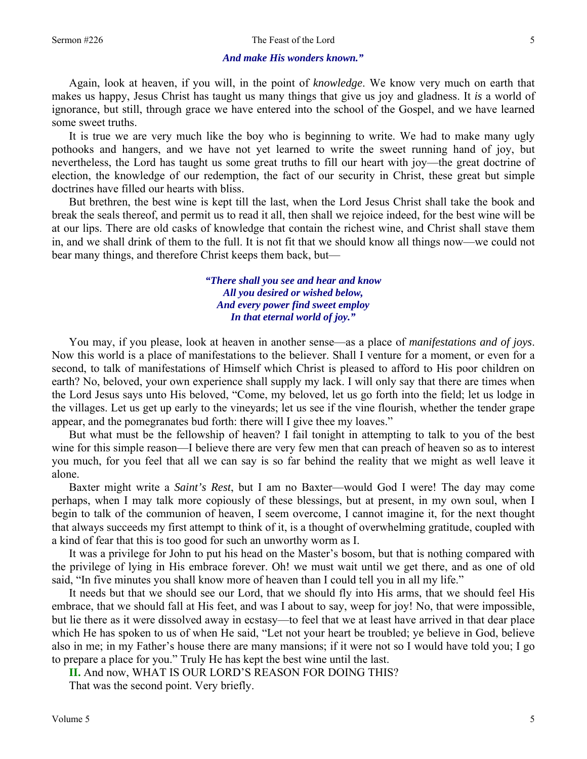***And make His wonders known."***

Again, look at heaven, if you will, in the point of *knowledge*. We know very much on earth that makes us happy, Jesus Christ has taught us many things that give us joy and gladness. It *is* a world of ignorance, but still, through grace we have entered into the school of the Gospel, and we have learned some sweet truths.

It is true we are very much like the boy who is beginning to write. We had to make many ugly pothooks and hangers, and we have not yet learned to write the sweet running hand of joy, but nevertheless, the Lord has taught us some great truths to fill our heart with joy—the great doctrine of election, the knowledge of our redemption, the fact of our security in Christ, these great but simple doctrines have filled our hearts with bliss.

But brethren, the best wine is kept till the last, when the Lord Jesus Christ shall take the book and break the seals thereof, and permit us to read it all, then shall we rejoice indeed, for the best wine will be at our lips. There are old casks of knowledge that contain the richest wine, and Christ shall stave them in, and we shall drink of them to the full. It is not fit that we should know all things now—we could not bear many things, and therefore Christ keeps them back, but—

> ***"There shall you see and hear and know***
> ***All you desired or wished below,***
> ***And every power find sweet employ***
> ***In that eternal world of joy."***

You may, if you please, look at heaven in another sense—as a place of *manifestations and of joys*. Now this world is a place of manifestations to the believer. Shall I venture for a moment, or even for a second, to talk of manifestations of Himself which Christ is pleased to afford to His poor children on earth? No, beloved, your own experience shall supply my lack. I will only say that there are times when the Lord Jesus says unto His beloved, "Come, my beloved, let us go forth into the field; let us lodge in the villages. Let us get up early to the vineyards; let us see if the vine flourish, whether the tender grape appear, and the pomegranates bud forth: there will I give thee my loaves."

But what must be the fellowship of heaven? I fail tonight in attempting to talk to you of the best wine for this simple reason—I believe there are very few men that can preach of heaven so as to interest you much, for you feel that all we can say is so far behind the reality that we might as well leave it alone.

Baxter might write a *Saint's Rest*, but I am no Baxter—would God I were! The day may come perhaps, when I may talk more copiously of these blessings, but at present, in my own soul, when I begin to talk of the communion of heaven, I seem overcome, I cannot imagine it, for the next thought that always succeeds my first attempt to think of it, is a thought of overwhelming gratitude, coupled with a kind of fear that this is too good for such an unworthy worm as I.

It was a privilege for John to put his head on the Master's bosom, but that is nothing compared with the privilege of lying in His embrace forever. Oh! we must wait until we get there, and as one of old said, "In five minutes you shall know more of heaven than I could tell you in all my life."

It needs but that we should see our Lord, that we should fly into His arms, that we should feel His embrace, that we should fall at His feet, and was I about to say, weep for joy! No, that were impossible, but lie there as it were dissolved away in ecstasy—to feel that we at least have arrived in that dear place which He has spoken to us of when He said, "Let not your heart be troubled; ye believe in God, believe also in me; in my Father's house there are many mansions; if it were not so I would have told you; I go to prepare a place for you." Truly He has kept the best wine until the last.

**II.** And now, WHAT IS OUR LORD'S REASON FOR DOING THIS?

That was the second point. Very briefly.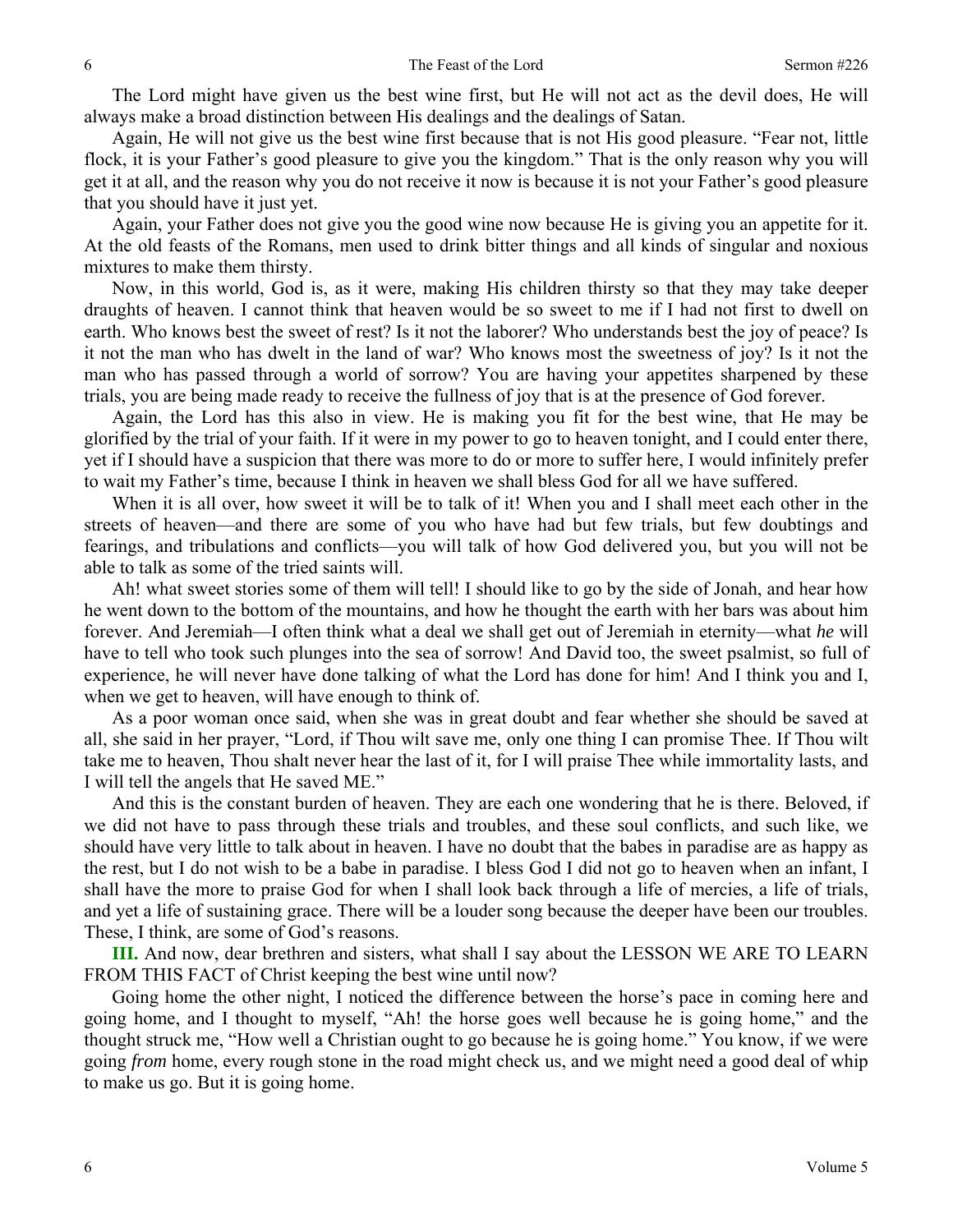The Lord might have given us the best wine first, but He will not act as the devil does, He will always make a broad distinction between His dealings and the dealings of Satan.

Again, He will not give us the best wine first because that is not His good pleasure. "Fear not, little flock, it is your Father's good pleasure to give you the kingdom." That is the only reason why you will get it at all, and the reason why you do not receive it now is because it is not your Father's good pleasure that you should have it just yet.

Again, your Father does not give you the good wine now because He is giving you an appetite for it. At the old feasts of the Romans, men used to drink bitter things and all kinds of singular and noxious mixtures to make them thirsty.

Now, in this world, God is, as it were, making His children thirsty so that they may take deeper draughts of heaven. I cannot think that heaven would be so sweet to me if I had not first to dwell on earth. Who knows best the sweet of rest? Is it not the laborer? Who understands best the joy of peace? Is it not the man who has dwelt in the land of war? Who knows most the sweetness of joy? Is it not the man who has passed through a world of sorrow? You are having your appetites sharpened by these trials, you are being made ready to receive the fullness of joy that is at the presence of God forever.

Again, the Lord has this also in view. He is making you fit for the best wine, that He may be glorified by the trial of your faith. If it were in my power to go to heaven tonight, and I could enter there, yet if I should have a suspicion that there was more to do or more to suffer here, I would infinitely prefer to wait my Father's time, because I think in heaven we shall bless God for all we have suffered.

When it is all over, how sweet it will be to talk of it! When you and I shall meet each other in the streets of heaven—and there are some of you who have had but few trials, but few doubtings and fearings, and tribulations and conflicts—you will talk of how God delivered you, but you will not be able to talk as some of the tried saints will.

Ah! what sweet stories some of them will tell! I should like to go by the side of Jonah, and hear how he went down to the bottom of the mountains, and how he thought the earth with her bars was about him forever. And Jeremiah—I often think what a deal we shall get out of Jeremiah in eternity—what *he* will have to tell who took such plunges into the sea of sorrow! And David too, the sweet psalmist, so full of experience, he will never have done talking of what the Lord has done for him! And I think you and I, when we get to heaven, will have enough to think of.

As a poor woman once said, when she was in great doubt and fear whether she should be saved at all, she said in her prayer, "Lord, if Thou wilt save me, only one thing I can promise Thee. If Thou wilt take me to heaven, Thou shalt never hear the last of it, for I will praise Thee while immortality lasts, and I will tell the angels that He saved ME."

And this is the constant burden of heaven. They are each one wondering that he is there. Beloved, if we did not have to pass through these trials and troubles, and these soul conflicts, and such like, we should have very little to talk about in heaven. I have no doubt that the babes in paradise are as happy as the rest, but I do not wish to be a babe in paradise. I bless God I did not go to heaven when an infant, I shall have the more to praise God for when I shall look back through a life of mercies, a life of trials, and yet a life of sustaining grace. There will be a louder song because the deeper have been our troubles. These, I think, are some of God's reasons.

**III.** And now, dear brethren and sisters, what shall I say about the LESSON WE ARE TO LEARN FROM THIS FACT of Christ keeping the best wine until now?

Going home the other night, I noticed the difference between the horse's pace in coming here and going home, and I thought to myself, "Ah! the horse goes well because he is going home," and the thought struck me, "How well a Christian ought to go because he is going home." You know, if we were going *from* home, every rough stone in the road might check us, and we might need a good deal of whip to make us go. But it is going home.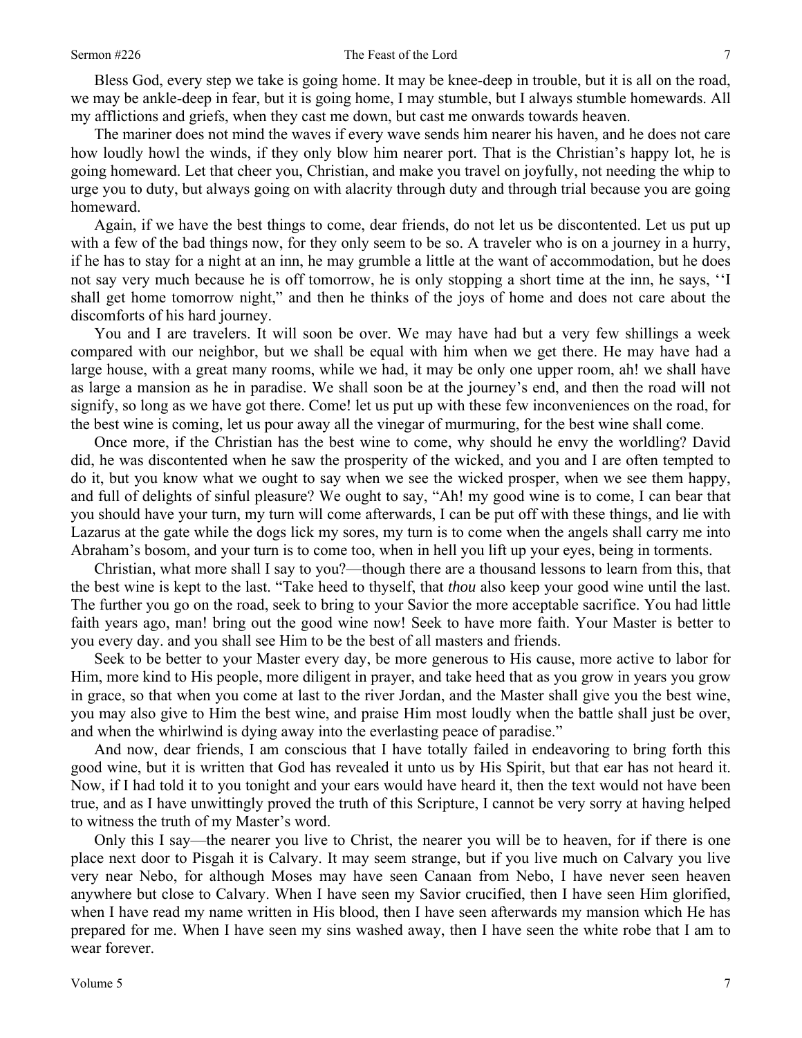Bless God, every step we take is going home. It may be knee-deep in trouble, but it is all on the road, we may be ankle-deep in fear, but it is going home, I may stumble, but I always stumble homewards. All my afflictions and griefs, when they cast me down, but cast me onwards towards heaven.

The mariner does not mind the waves if every wave sends him nearer his haven, and he does not care how loudly howl the winds, if they only blow him nearer port. That is the Christian's happy lot, he is going homeward. Let that cheer you, Christian, and make you travel on joyfully, not needing the whip to urge you to duty, but always going on with alacrity through duty and through trial because you are going homeward.

Again, if we have the best things to come, dear friends, do not let us be discontented. Let us put up with a few of the bad things now, for they only seem to be so. A traveler who is on a journey in a hurry, if he has to stay for a night at an inn, he may grumble a little at the want of accommodation, but he does not say very much because he is off tomorrow, he is only stopping a short time at the inn, he says, ''I shall get home tomorrow night," and then he thinks of the joys of home and does not care about the discomforts of his hard journey.

You and I are travelers. It will soon be over. We may have had but a very few shillings a week compared with our neighbor, but we shall be equal with him when we get there. He may have had a large house, with a great many rooms, while we had, it may be only one upper room, ah! we shall have as large a mansion as he in paradise. We shall soon be at the journey's end, and then the road will not signify, so long as we have got there. Come! let us put up with these few inconveniences on the road, for the best wine is coming, let us pour away all the vinegar of murmuring, for the best wine shall come.

Once more, if the Christian has the best wine to come, why should he envy the worldling? David did, he was discontented when he saw the prosperity of the wicked, and you and I are often tempted to do it, but you know what we ought to say when we see the wicked prosper, when we see them happy, and full of delights of sinful pleasure? We ought to say, "Ah! my good wine is to come, I can bear that you should have your turn, my turn will come afterwards, I can be put off with these things, and lie with Lazarus at the gate while the dogs lick my sores, my turn is to come when the angels shall carry me into Abraham's bosom, and your turn is to come too, when in hell you lift up your eyes, being in torments.

Christian, what more shall I say to you?—though there are a thousand lessons to learn from this, that the best wine is kept to the last. "Take heed to thyself, that *thou* also keep your good wine until the last. The further you go on the road, seek to bring to your Savior the more acceptable sacrifice. You had little faith years ago, man! bring out the good wine now! Seek to have more faith. Your Master is better to you every day. and you shall see Him to be the best of all masters and friends.

Seek to be better to your Master every day, be more generous to His cause, more active to labor for Him, more kind to His people, more diligent in prayer, and take heed that as you grow in years you grow in grace, so that when you come at last to the river Jordan, and the Master shall give you the best wine, you may also give to Him the best wine, and praise Him most loudly when the battle shall just be over, and when the whirlwind is dying away into the everlasting peace of paradise."

And now, dear friends, I am conscious that I have totally failed in endeavoring to bring forth this good wine, but it is written that God has revealed it unto us by His Spirit, but that ear has not heard it. Now, if I had told it to you tonight and your ears would have heard it, then the text would not have been true, and as I have unwittingly proved the truth of this Scripture, I cannot be very sorry at having helped to witness the truth of my Master's word.

Only this I say—the nearer you live to Christ, the nearer you will be to heaven, for if there is one place next door to Pisgah it is Calvary. It may seem strange, but if you live much on Calvary you live very near Nebo, for although Moses may have seen Canaan from Nebo, I have never seen heaven anywhere but close to Calvary. When I have seen my Savior crucified, then I have seen Him glorified, when I have read my name written in His blood, then I have seen afterwards my mansion which He has prepared for me. When I have seen my sins washed away, then I have seen the white robe that I am to wear forever.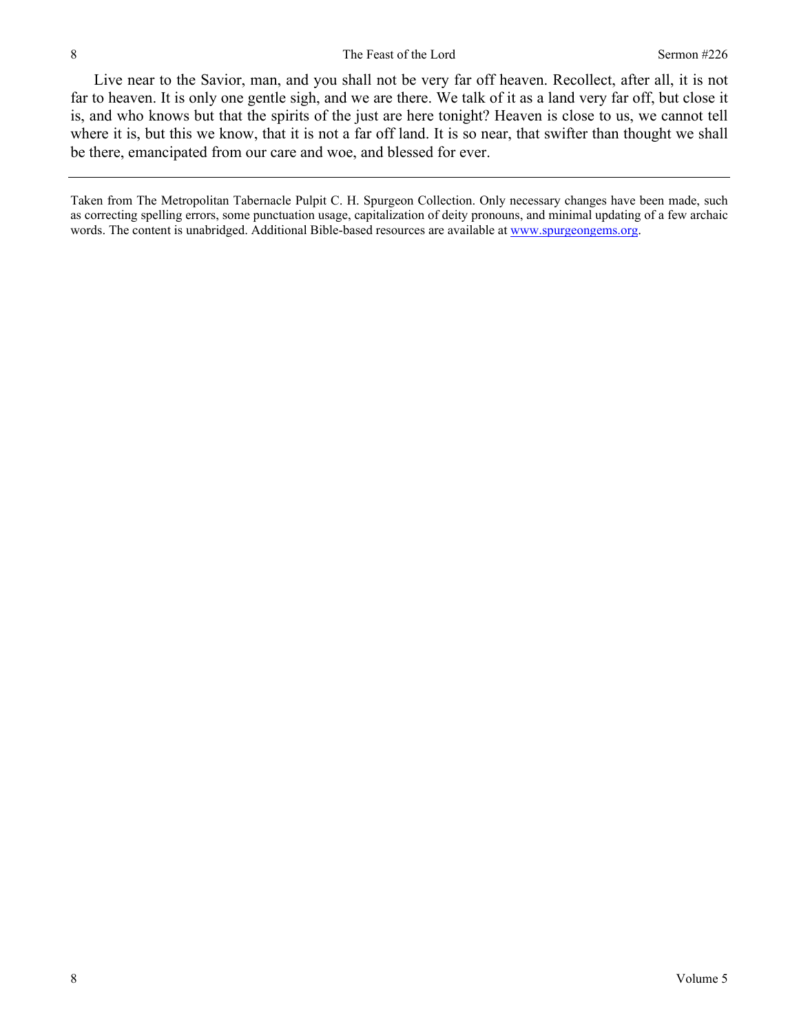Live near to the Savior, man, and you shall not be very far off heaven. Recollect, after all, it is not far to heaven. It is only one gentle sigh, and we are there. We talk of it as a land very far off, but close it is, and who knows but that the spirits of the just are here tonight? Heaven is close to us, we cannot tell where it is, but this we know, that it is not a far off land. It is so near, that swifter than thought we shall be there, emancipated from our care and woe, and blessed for ever.

---

Taken from The Metropolitan Tabernacle Pulpit C. H. Spurgeon Collection. Only necessary changes have been made, such as correcting spelling errors, some punctuation usage, capitalization of deity pronouns, and minimal updating of a few archaic words. The content is unabridged. Additional Bible-based resources are available at [www.spurgeongems.org](http://www.spurgeongems.org).